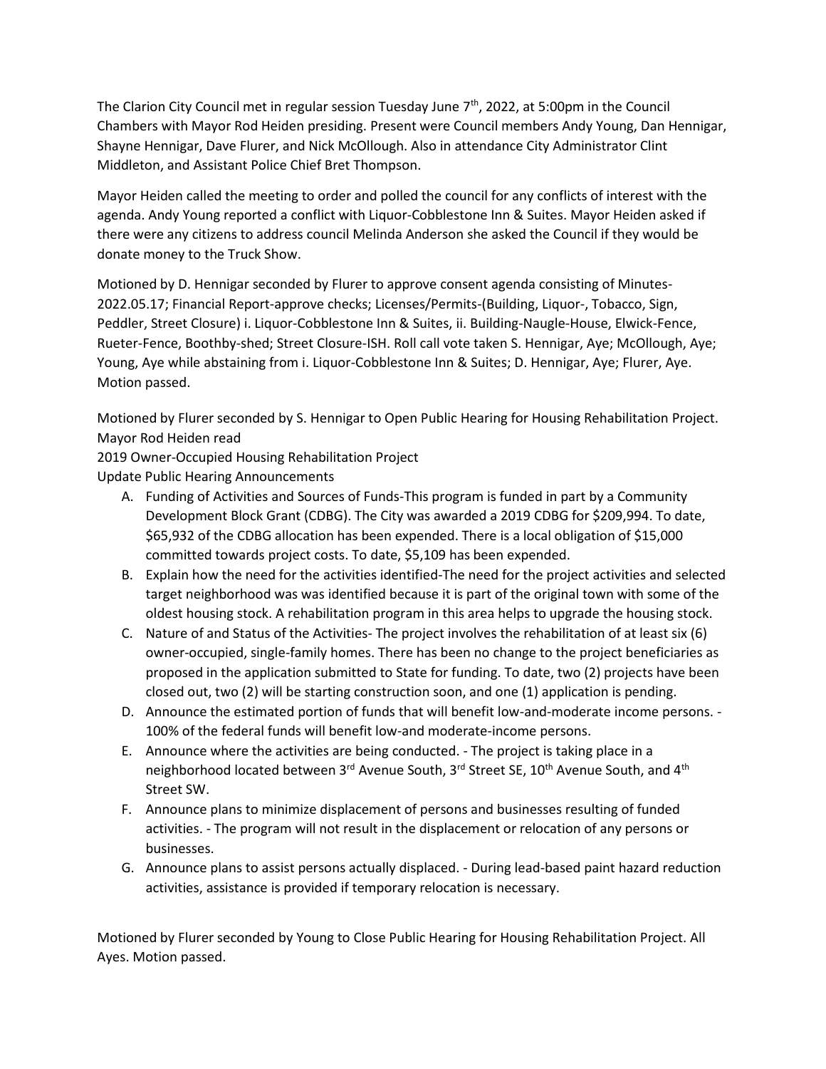The Clarion City Council met in regular session Tuesday June 7th, 2022, at 5:00pm in the Council Chambers with Mayor Rod Heiden presiding. Present were Council members Andy Young, Dan Hennigar, Shayne Hennigar, Dave Flurer, and Nick McOllough. Also in attendance City Administrator Clint Middleton, and Assistant Police Chief Bret Thompson.

Mayor Heiden called the meeting to order and polled the council for any conflicts of interest with the agenda. Andy Young reported a conflict with Liquor-Cobblestone Inn & Suites. Mayor Heiden asked if there were any citizens to address council Melinda Anderson she asked the Council if they would be donate money to the Truck Show.

Motioned by D. Hennigar seconded by Flurer to approve consent agenda consisting of Minutes-2022.05.17; Financial Report-approve checks; Licenses/Permits-(Building, Liquor-, Tobacco, Sign, Peddler, Street Closure) i. Liquor-Cobblestone Inn & Suites, ii. Building-Naugle-House, Elwick-Fence, Rueter-Fence, Boothby-shed; Street Closure-ISH. Roll call vote taken S. Hennigar, Aye; McOllough, Aye; Young, Aye while abstaining from i. Liquor-Cobblestone Inn & Suites; D. Hennigar, Aye; Flurer, Aye. Motion passed.

Motioned by Flurer seconded by S. Hennigar to Open Public Hearing for Housing Rehabilitation Project. Mayor Rod Heiden read

2019 Owner-Occupied Housing Rehabilitation Project

Update Public Hearing Announcements

A. Funding of Activities and Sources of Funds-This program is funded in part by a Community Development Block Grant (CDBG). The City was awarded a 2019 CDBG for $209,994. To date, $65,932 of the CDBG allocation has been expended. There is a local obligation of $15,000 committed towards project costs. To date, $5,109 has been expended.
B. Explain how the need for the activities identified-The need for the project activities and selected target neighborhood was was identified because it is part of the original town with some of the oldest housing stock. A rehabilitation program in this area helps to upgrade the housing stock.
C. Nature of and Status of the Activities- The project involves the rehabilitation of at least six (6) owner-occupied, single-family homes. There has been no change to the project beneficiaries as proposed in the application submitted to State for funding. To date, two (2) projects have been closed out, two (2) will be starting construction soon, and one (1) application is pending.
D. Announce the estimated portion of funds that will benefit low-and-moderate income persons. - 100% of the federal funds will benefit low-and moderate-income persons.
E. Announce where the activities are being conducted. - The project is taking place in a neighborhood located between 3rd Avenue South, 3rd Street SE, 10th Avenue South, and 4th Street SW.
F. Announce plans to minimize displacement of persons and businesses resulting of funded activities. - The program will not result in the displacement or relocation of any persons or businesses.
G. Announce plans to assist persons actually displaced. - During lead-based paint hazard reduction activities, assistance is provided if temporary relocation is necessary.

Motioned by Flurer seconded by Young to Close Public Hearing for Housing Rehabilitation Project. All Ayes. Motion passed.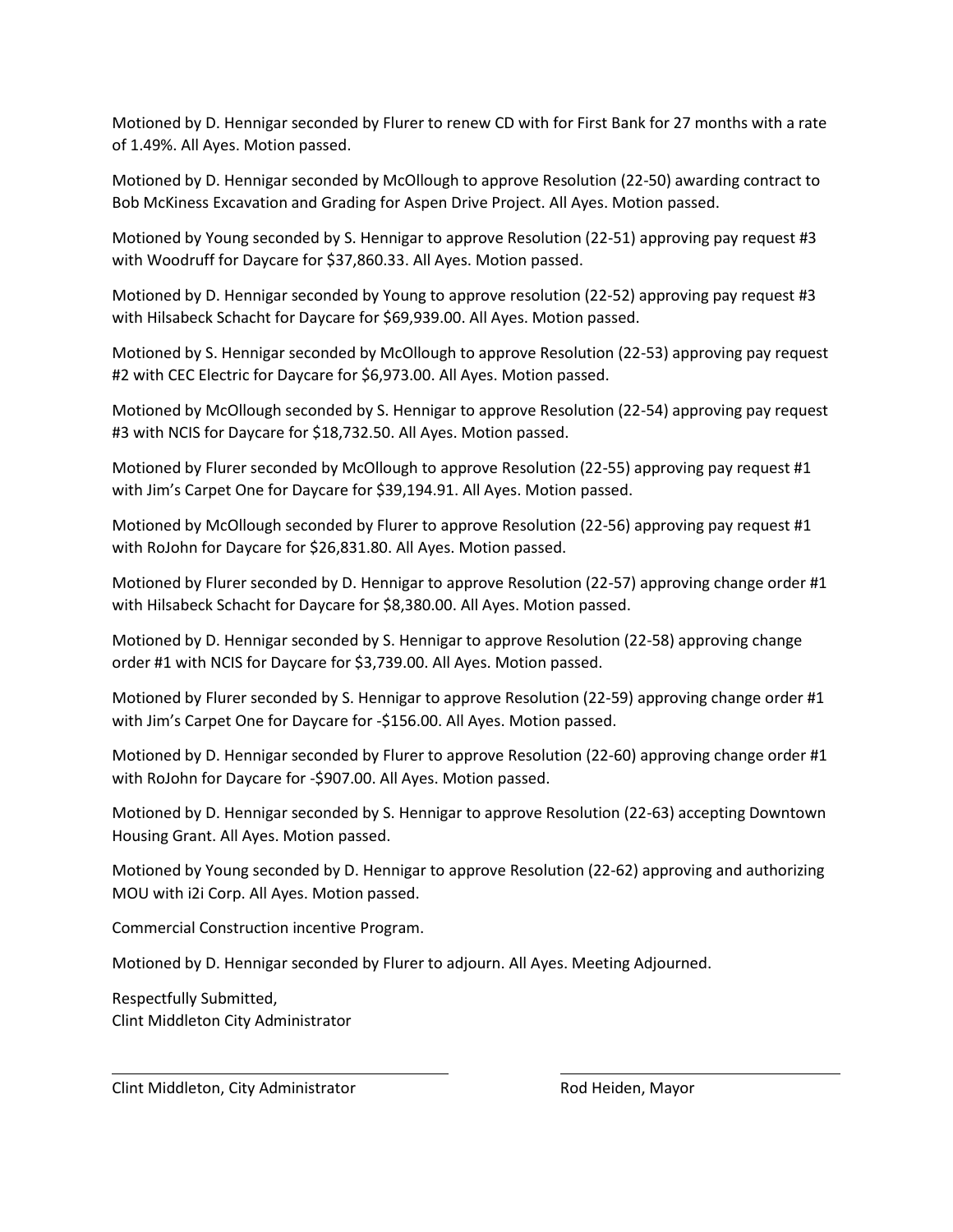Motioned by D. Hennigar seconded by Flurer to renew CD with for First Bank for 27 months with a rate of 1.49%. All Ayes. Motion passed.

Motioned by D. Hennigar seconded by McOllough to approve Resolution (22-50) awarding contract to Bob McKiness Excavation and Grading for Aspen Drive Project. All Ayes. Motion passed.

Motioned by Young seconded by S. Hennigar to approve Resolution (22-51) approving pay request #3 with Woodruff for Daycare for $37,860.33. All Ayes. Motion passed.

Motioned by D. Hennigar seconded by Young to approve resolution (22-52) approving pay request #3 with Hilsabeck Schacht for Daycare for $69,939.00. All Ayes. Motion passed.

Motioned by S. Hennigar seconded by McOllough to approve Resolution (22-53) approving pay request #2 with CEC Electric for Daycare for $6,973.00. All Ayes. Motion passed.

Motioned by McOllough seconded by S. Hennigar to approve Resolution (22-54) approving pay request #3 with NCIS for Daycare for $18,732.50. All Ayes. Motion passed.

Motioned by Flurer seconded by McOllough to approve Resolution (22-55) approving pay request #1 with Jim's Carpet One for Daycare for $39,194.91. All Ayes. Motion passed.

Motioned by McOllough seconded by Flurer to approve Resolution (22-56) approving pay request #1 with RoJohn for Daycare for $26,831.80. All Ayes. Motion passed.

Motioned by Flurer seconded by D. Hennigar to approve Resolution (22-57) approving change order #1 with Hilsabeck Schacht for Daycare for $8,380.00. All Ayes. Motion passed.

Motioned by D. Hennigar seconded by S. Hennigar to approve Resolution (22-58) approving change order #1 with NCIS for Daycare for $3,739.00. All Ayes. Motion passed.

Motioned by Flurer seconded by S. Hennigar to approve Resolution (22-59) approving change order #1 with Jim's Carpet One for Daycare for -$156.00. All Ayes. Motion passed.

Motioned by D. Hennigar seconded by Flurer to approve Resolution (22-60) approving change order #1 with RoJohn for Daycare for -$907.00. All Ayes. Motion passed.

Motioned by D. Hennigar seconded by S. Hennigar to approve Resolution (22-63) accepting Downtown Housing Grant. All Ayes. Motion passed.

Motioned by Young seconded by D. Hennigar to approve Resolution (22-62) approving and authorizing MOU with i2i Corp. All Ayes. Motion passed.

Commercial Construction incentive Program.

Motioned by D. Hennigar seconded by Flurer to adjourn. All Ayes. Meeting Adjourned.

Respectfully Submitted,
Clint Middleton City Administrator

Clint Middleton, City Administrator

Rod Heiden, Mayor